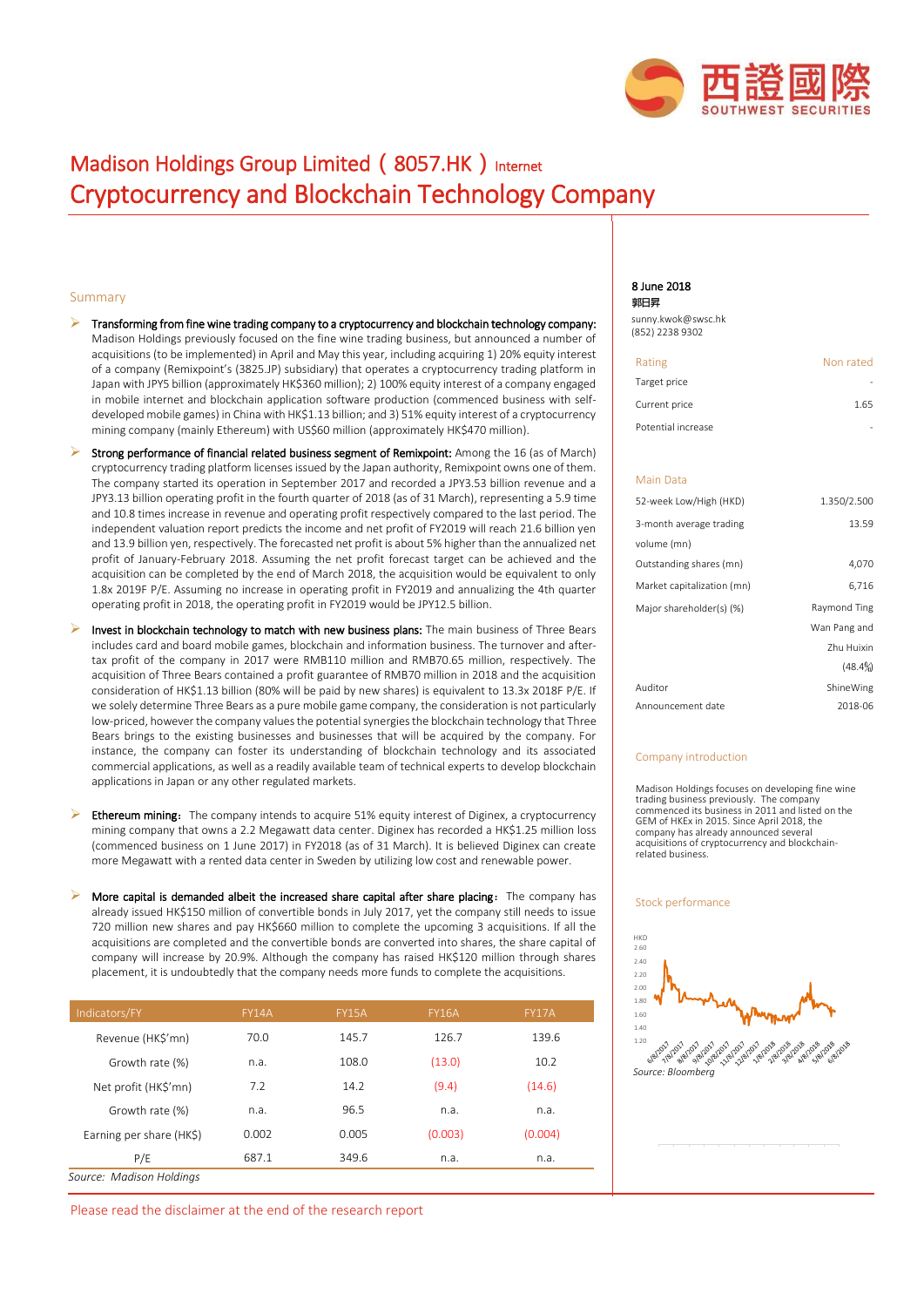# Madison Holdings Group Limited（8057.HK）Internet

## Cryptocurrency and Blockchain Technology Company

8 June 2018
郭日昇
sunny.kwok@swsc.hk
(852) 2238 9302

| Rating | Non rated |
|---|---|
| Target price | - |
| Current price | 1.65 |
| Potential increase | - |

### Main Data

| | |
|---|---|
| 52-week Low/High (HKD) | 1.350/2.500 |
| 3-month average trading volume (mn) | 13.59 |
| Outstanding shares (mn) | 4,070 |
| Market capitalization (mn) | 6,716 |
| Major shareholder(s) (%) | Raymond Ting Wan Pang and Zhu Huixin (48.4%) |
| Auditor | ShineWing |
| Announcement date | 2018-06 |

### Company introduction

Madison Holdings focuses on developing fine wine trading business previously. The company commenced its business in 2011 and listed on the GEM of HKEx in 2015. Since April 2018, the company has already announced several acquisitions of cryptocurrency and blockchain-related business.

### Stock performance

Source: Bloomberg

### Summary

- **Transforming from fine wine trading company to a cryptocurrency and blockchain technology company:** Madison Holdings previously focused on the fine wine trading business, but announced a number of acquisitions (to be implemented) in April and May this year, including acquiring 1) 20% equity interest of a company (Remixpoint's (3825.JP) subsidiary) that operates a cryptocurrency trading platform in Japan with JPY5 billion (approximately HK$360 million); 2) 100% equity interest of a company engaged in mobile internet and blockchain application software production (commenced business with self-developed mobile games) in China with HK$1.13 billion; and 3) 51% equity interest of a cryptocurrency mining company (mainly Ethereum) with US$60 million (approximately HK$470 million).

- **Strong performance of financial related business segment of Remixpoint:** Among the 16 (as of March) cryptocurrency trading platform licenses issued by the Japan authority, Remixpoint owns one of them. The company started its operation in September 2017 and recorded a JPY3.53 billion revenue and a JPY3.13 billion operating profit in the fourth quarter of 2018 (as of 31 March), representing a 5.9 time and 10.8 times increase in revenue and operating profit respectively compared to the last period. The independent valuation report predicts the income and net profit of FY2019 will reach 21.6 billion yen and 13.9 billion yen, respectively. The forecasted net profit is about 5% higher than the annualized net profit of January-February 2018. Assuming the net profit forecast target can be achieved and the acquisition can be completed by the end of March 2018, the acquisition would be equivalent to only 1.8x 2019F P/E. Assuming no increase in operating profit in FY2019 and annualizing the 4th quarter operating profit in 2018, the operating profit in FY2019 will be JPY12.5 billion.

- **Invest in blockchain technology to match with new business plans:** The main business of Three Bears includes card and board mobile games, blockchain and information business. The turnover and after-tax profit of the company in 2017 were RMB110 million and RMB70.65 million, respectively. The acquisition of Three Bears contained a profit guarantee of RMB70 million in 2018 and the acquisition consideration of HK$1.13 billion (80% will be paid by new shares) is equivalent to 13.3x 2018F P/E. If we solely determine Three Bears as a pure mobile game company, the consideration is not particularly low-priced, however the company values the potential synergies the blockchain technology that Three Bears brings to the existing businesses and businesses that will be acquired by the company. For instance, the company can foster its understanding of blockchain technology and its associated commercial applications, as well as a readily available team of technical experts to develop blockchain applications in Japan or any other regulated markets.

- **Ethereum mining:** The company intends to acquire 51% equity interest of Diginex, a cryptocurrency mining company that owns a 2.2 Megawatt data center. Diginex has recorded a HK$1.25 million loss (commenced business on 1 June 2017) in FY2018 (as of 31 March). It is believed Diginex can create more Megawatt with a rented data center in Sweden by utilizing low cost and renewable power.

- **More capital is demanded albeit the increased share capital after share placing:** The company has already issued HK$150 million of convertible bonds in July 2017, yet the company still needs to issue 720 million new shares and pay HK$660 million to complete the upcoming 3 acquisitions. If all the acquisitions are completed and the convertible bonds are converted into shares, the share capital of company will increase by 20.9%. Although the company has raised HK$120 million through shares placement, it is undoubtedly that the company needs more funds to complete the acquisitions.

| Indicators/FY | FY14A | FY15A | FY16A | FY17A |
|---|---|---|---|---|
| Revenue (HK$'mn) | 70.0 | 145.7 | 126.7 | 139.6 |
| Growth rate (%) | n.a. | 108.0 | (13.0) | 10.2 |
| Net profit (HK$'mn) | 7.2 | 14.2 | (9.4) | (14.6) |
| Growth rate (%) | n.a. | 96.5 | n.a. | n.a. |
| Earning per share (HK$) | 0.002 | 0.005 | (0.003) | (0.004) |
| P/E | 687.1 | 349.6 | n.a. | n.a. |

Source: Madison Holdings

Please read the disclaimer at the end of the research report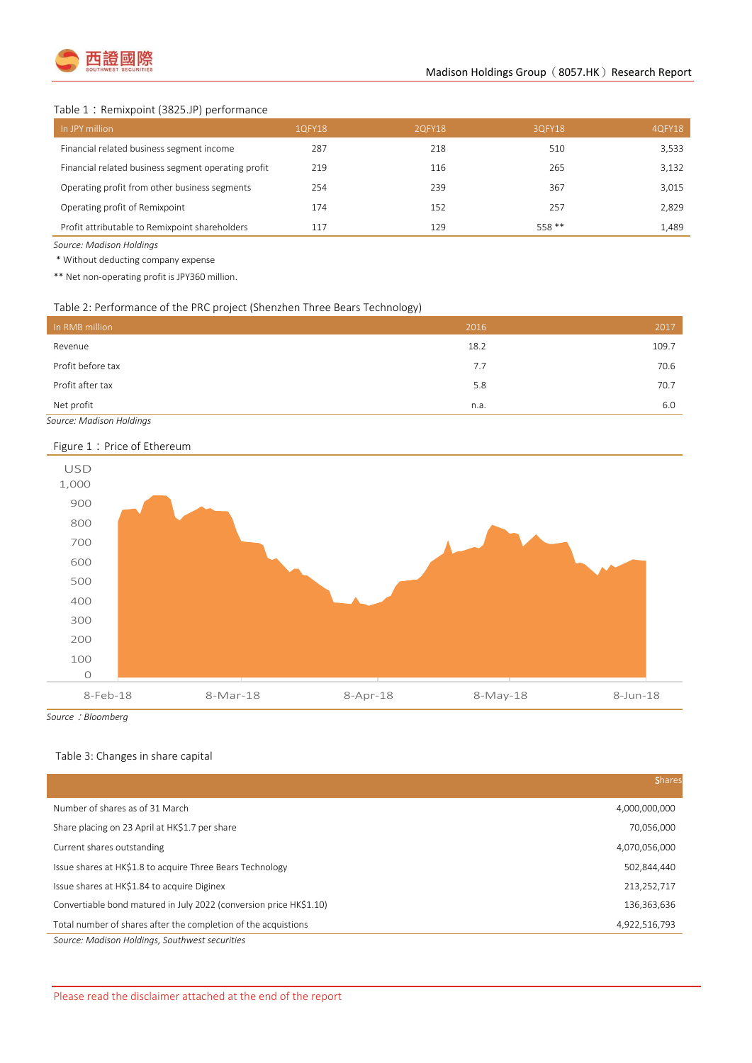Table 1：Remixpoint (3825.JP) performance

| In JPY million | 1QFY18 | 2QFY18 | 3QFY18 | 4QFY18 |
|---|---|---|---|---|
| Financial related business segment income | 287 | 218 | 510 | 3,533 |
| Financial related business segment operating profit | 219 | 116 | 265 | 3,132 |
| Operating profit from other business segments | 254 | 239 | 367 | 3,015 |
| Operating profit of Remixpoint | 174 | 152 | 257 | 2,829 |
| Profit attributable to Remixpoint shareholders | 117 | 129 | 558 ** | 1,489 |

*Source: Madison Holdings*

* Without deducting company expense

** Net non-operating profit is JPY360 million.

Table 2: Performance of the PRC project (Shenzhen Three Bears Technology)

| In RMB million | 2016 | 2017 |
|---|---|---|
| Revenue | 18.2 | 109.7 |
| Profit before tax | 7.7 | 70.6 |
| Profit after tax | 5.8 | 70.7 |
| Net profit | n.a. | 6.0 |

*Source: Madison Holdings*

Figure 1：Price of Ethereum

*Source：Bloomberg*

Table 3: Changes in share capital

| | Shares |
|---|---|
| Number of shares as of 31 March | 4,000,000,000 |
| Share placing on 23 April at HK$1.7 per share | 70,056,000 |
| Current shares outstanding | 4,070,056,000 |
| Issue shares at HK$1.8 to acquire Three Bears Technology | 502,844,440 |
| Issue shares at HK$1.84 to acquire Diginex | 213,252,717 |
| Convertiable bond matured in July 2022 (conversion price HK$1.10) | 136,363,636 |
| Total number of shares after the completion of the acquistions | 4,922,516,793 |

*Source: Madison Holdings, Southwest securities*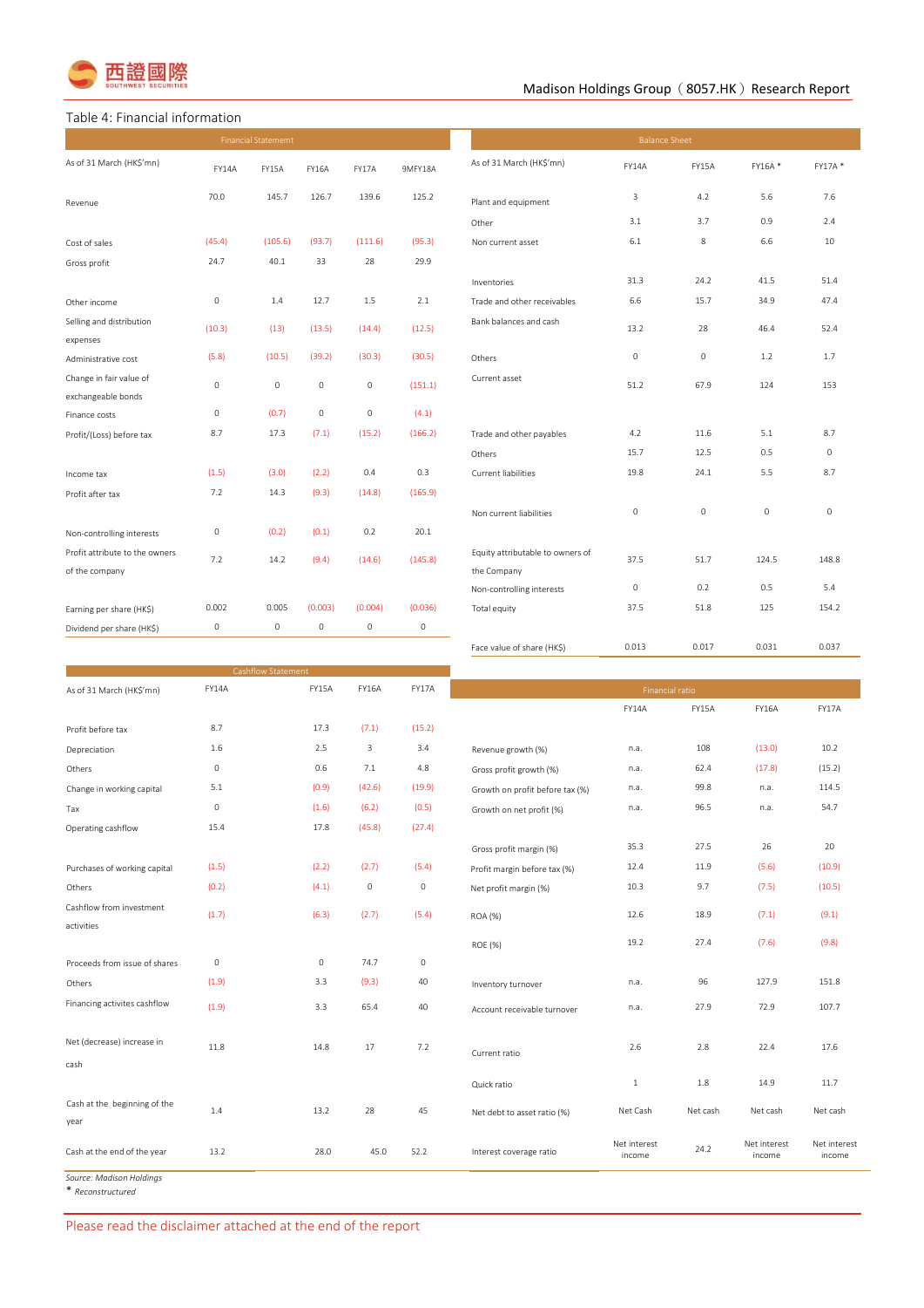## Table 4: Financial information

| Financial Statement | | | | | |
|---|---|---|---|---|---|
| As of 31 March (HK$'mn) | FY14A | FY15A | FY16A | FY17A | 9MFY18A |
| Revenue | 70.0 | 145.7 | 126.7 | 139.6 | 125.2 |
| Cost of sales | (45.4) | (105.6) | (93.7) | (111.6) | (95.3) |
| Gross profit | 24.7 | 40.1 | 33 | 28 | 29.9 |
| Other income | 0 | 1.4 | 12.7 | 1.5 | 2.1 |
| Selling and distribution expenses | (10.3) | (13) | (13.5) | (14.4) | (12.5) |
| Administrative cost | (5.8) | (10.5) | (39.2) | (30.3) | (30.5) |
| Change in fair value of exchangeable bonds | 0 | 0 | 0 | 0 | (151.1) |
| Finance costs | 0 | (0.7) | 0 | 0 | (4.1) |
| Profit/(Loss) before tax | 8.7 | 17.3 | (7.1) | (15.2) | (166.2) |
| Income tax | (1.5) | (3.0) | (2.2) | 0.4 | 0.3 |
| Profit after tax | 7.2 | 14.3 | (9.3) | (14.8) | (165.9) |
| Non-controlling interests | 0 | (0.2) | (0.1) | 0.2 | 20.1 |
| Profit attribute to the owners of the company | 7.2 | 14.2 | (9.4) | (14.6) | (145.8) |
| Earning per share (HK$) | 0.002 | 0.005 | (0.003) | (0.004) | (0.036) |
| Dividend per share (HK$) | 0 | 0 | 0 | 0 | 0 |

| Balance Sheet | | | | |
|---|---|---|---|---|
| As of 31 March (HK$'mn) | FY14A | FY15A | FY16A * | FY17A * |
| Plant and equipment | 3 | 4.2 | 5.6 | 7.6 |
| Other | 3.1 | 3.7 | 0.9 | 2.4 |
| Non current asset | 6.1 | 8 | 6.6 | 10 |
| Inventories | 31.3 | 24.2 | 41.5 | 51.4 |
| Trade and other receivables | 6.6 | 15.7 | 34.9 | 47.4 |
| Bank balances and cash | 13.2 | 28 | 46.4 | 52.4 |
| Others | 0 | 0 | 1.2 | 1.7 |
| Current asset | 51.2 | 67.9 | 124 | 153 |
| Trade and other payables | 4.2 | 11.6 | 5.1 | 8.7 |
| Others | 15.7 | 12.5 | 0.5 | 0 |
| Current liabilities | 19.8 | 24.1 | 5.5 | 8.7 |
| Non current liabilities | 0 | 0 | 0 | 0 |
| Equity attributable to owners of the Company | 37.5 | 51.7 | 124.5 | 148.8 |
| Non-controlling interests | 0 | 0.2 | 0.5 | 5.4 |
| Total equity | 37.5 | 51.8 | 125 | 154.2 |
| Face value of share (HK$) | 0.013 | 0.017 | 0.031 | 0.037 |

| Cashflow Statement | | | | |
|---|---|---|---|---|
| As of 31 March (HK$'mn) | FY14A | FY15A | FY16A | FY17A |
| Profit before tax | 8.7 | 17.3 | (7.1) | (15.2) |
| Depreciation | 1.6 | 2.5 | 3 | 3.4 |
| Others | 0 | 0.6 | 7.1 | 4.8 |
| Change in working capital | 5.1 | (0.9) | (42.6) | (19.9) |
| Tax | 0 | (1.6) | (6.2) | (0.5) |
| Operating cashflow | 15.4 | 17.8 | (45.8) | (27.4) |
| Purchases of working capital | (1.5) | (2.2) | (2.7) | (5.4) |
| Others | (0.2) | (4.1) | 0 | 0 |
| Cashflow from investment activities | (1.7) | (6.3) | (2.7) | (5.4) |
| Proceeds from issue of shares | 0 | 0 | 74.7 | 0 |
| Others | (1.9) | 3.3 | (9.3) | 40 |
| Financing activites cashflow | (1.9) | 3.3 | 65.4 | 40 |
| Net (decrease) increase in cash | 11.8 | 14.8 | 17 | 7.2 |
| Cash at the beginning of the year | 1.4 | 13.2 | 28 | 45 |
| Cash at the end of the year | 13.2 | 28.0 | 45.0 | 52.2 |

| Financial ratio | | | | |
|---|---|---|---|---|
| | FY14A | FY15A | FY16A | FY17A |
| Revenue growth (%) | n.a. | 108 | (13.0) | 10.2 |
| Gross profit growth (%) | n.a. | 62.4 | (17.8) | (15.2) |
| Growth on profit before tax (%) | n.a. | 99.8 | n.a. | 114.5 |
| Growth on net profit (%) | n.a. | 96.5 | n.a. | 54.7 |
| Gross profit margin (%) | 35.3 | 27.5 | 26 | 20 |
| Profit margin before tax (%) | 12.4 | 11.9 | (5.6) | (10.9) |
| Net profit margin (%) | 10.3 | 9.7 | (7.5) | (10.5) |
| ROA (%) | 12.6 | 18.9 | (7.1) | (9.1) |
| ROE (%) | 19.2 | 27.4 | (7.6) | (9.8) |
| Inventory turnover | n.a. | 96 | 127.9 | 151.8 |
| Account receivable turnover | n.a. | 27.9 | 72.9 | 107.7 |
| Current ratio | 2.6 | 2.8 | 22.4 | 17.6 |
| Quick ratio | 1 | 1.8 | 14.9 | 11.7 |
| Net debt to asset ratio (%) | Net Cash | Net cash | Net cash | Net cash |
| Interest coverage ratio | Net interest income | 24.2 | Net interest income | Net interest income |

Source: Madison Holdings

\* *Reconstructured*

Please read the disclaimer attached at the end of the report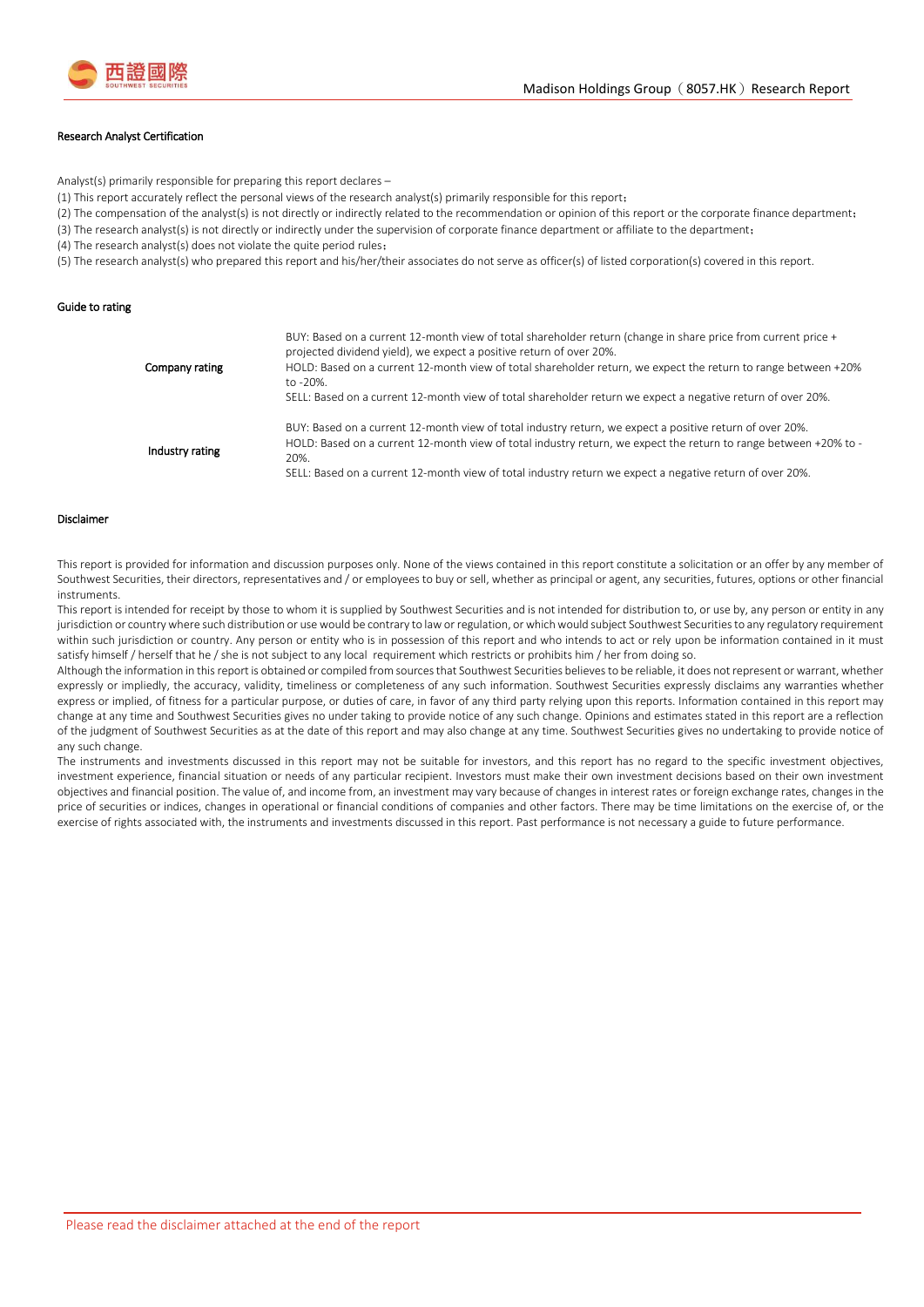## Research Analyst Certification

Analyst(s) primarily responsible for preparing this report declares –

(1) This report accurately reflect the personal views of the research analyst(s) primarily responsible for this report；

(2) The compensation of the analyst(s) is not directly or indirectly related to the recommendation or opinion of this report or the corporate finance department；

(3) The research analyst(s) is not directly or indirectly under the supervision of corporate finance department or affiliate to the department；

(4) The research analyst(s) does not violate the quite period rules；

(5) The research analyst(s) who prepared this report and his/her/their associates do not serve as officer(s) of listed corporation(s) covered in this report.

## Guide to rating

| | |
|---|---|
| Company rating | BUY: Based on a current 12-month view of total shareholder return (change in share price from current price + projected dividend yield), we expect a positive return of over 20%.<br>HOLD: Based on a current 12-month view of total shareholder return, we expect the return to range between +20% to -20%.<br>SELL: Based on a current 12-month view of total shareholder return we expect a negative return of over 20%. |
| Industry rating | BUY: Based on a current 12-month view of total industry return, we expect a positive return of over 20%.<br>HOLD: Based on a current 12-month view of total industry return, we expect the return to range between +20% to -20%.<br>SELL: Based on a current 12-month view of total industry return we expect a negative return of over 20%. |

## Disclaimer

This report is provided for information and discussion purposes only. None of the views contained in this report constitute a solicitation or an offer by any member of Southwest Securities, their directors, representatives and / or employees to buy or sell, whether as principal or agent, any securities, futures, options or other financial instruments.

This report is intended for receipt by those to whom it is supplied by Southwest Securities and is not intended for distribution to, or use by, any person or entity in any jurisdiction or country where such distribution or use would be contrary to law or regulation, or which would subject Southwest Securities to any regulatory requirement within such jurisdiction or country. Any person or entity who is in possession of this report and who intends to act or rely upon be information contained in it must satisfy himself / herself that he / she is not subject to any local requirement which restricts or prohibits him / her from doing so.

Although the information in this report is obtained or compiled from sources that Southwest Securities believes to be reliable, it does not represent or warrant, whether expressly or impliedly, the accuracy, validity, timeliness or completeness of any such information. Southwest Securities expressly disclaims any warranties whether express or implied, of fitness for a particular purpose, or duties of care, in favor of any third party relying upon this reports. Information contained in this report may change at any time and Southwest Securities gives no under taking to provide notice of any such change. Opinions and estimates stated in this report are a reflection of the judgment of Southwest Securities as at the date of this report and may also change at any time. Southwest Securities gives no undertaking to provide notice of any such change.

The instruments and investments discussed in this report may not be suitable for investors, and this report has no regard to the specific investment objectives, investment experience, financial situation or needs of any particular recipient. Investors must make their own investment decisions based on their own investment objectives and financial position. The value of, and income from, an investment may vary because of changes in interest rates or foreign exchange rates, changes in the price of securities or indices, changes in operational or financial conditions of companies and other factors. There may be time limitations on the exercise of, or the exercise of rights associated with, the instruments and investments discussed in this report. Past performance is not necessary a guide to future performance.